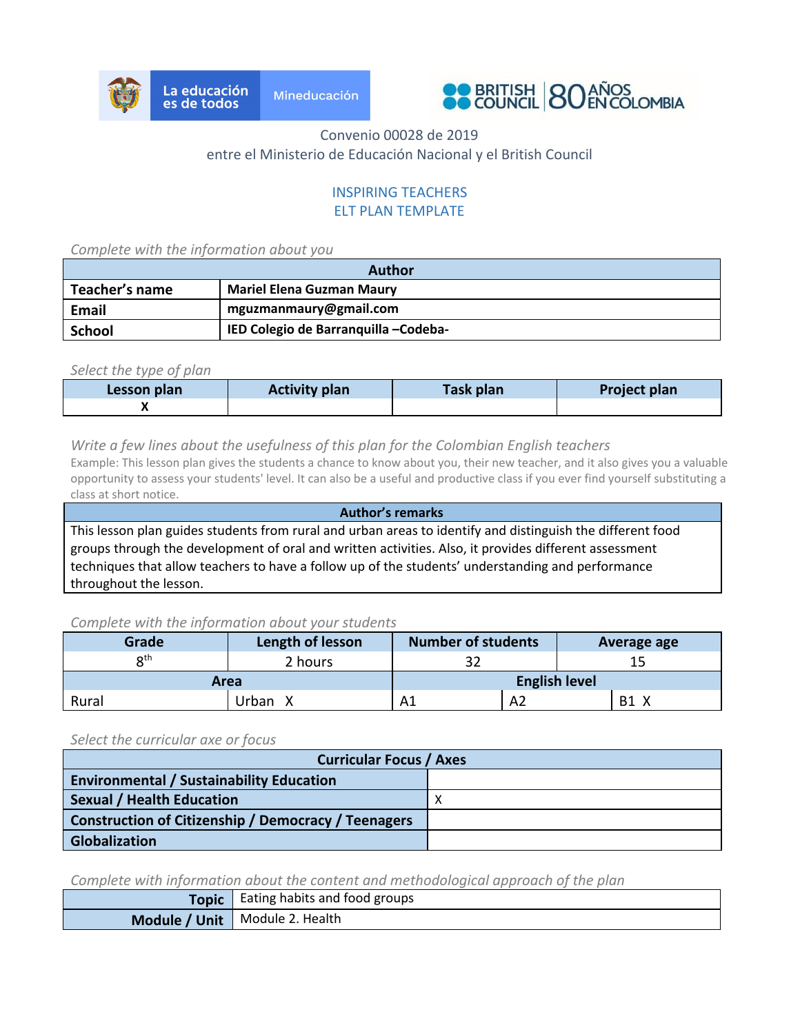Convenio 00028 de 2019
entre el Ministerio de Educación Nacional y el British Council

## INSPIRING TEACHERS
## ELT PLAN TEMPLATE

*Complete with the information about you*

| Author | |
|---|---|
| **Teacher's name** | **Mariel Elena Guzman Maury** |
| **Email** | **mguzmanmaury@gmail.com** |
| **School** | **IED Colegio de Barranquilla –Codeba-** |

*Select the type of plan*

| Lesson plan | Activity plan | Task plan | Project plan |
|---|---|---|---|
| X | | | |

*Write a few lines about the usefulness of this plan for the Colombian English teachers*

Example: This lesson plan gives the students a chance to know about you, their new teacher, and it also gives you a valuable opportunity to assess your students' level. It can also be a useful and productive class if you ever find yourself substituting a class at short notice.

| Author's remarks |
|---|
| This lesson plan guides students from rural and urban areas to identify and distinguish the different food groups through the development of oral and written activities. Also, it provides different assessment techniques that allow teachers to have a follow up of the students' understanding and performance throughout the lesson. |

*Complete with the information about your students*

| Grade | Length of lesson | Number of students | | Average age |
|---|---|---|---|---|
| 8th | 2 hours | 32 | | 15 |
| **Area** | | **English level** | | |
| Rural | Urban X | A1 | A2 | B1 X |

*Select the curricular axe or focus*

| Curricular Focus / Axes | |
|---|---|
| **Environmental / Sustainability Education** | |
| **Sexual / Health Education** | X |
| **Construction of Citizenship / Democracy / Teenagers** | |
| **Globalization** | |

*Complete with information about the content and methodological approach of the plan*

| | |
|---|---|
| **Topic** | Eating habits and food groups |
| **Module / Unit** | Module 2. Health |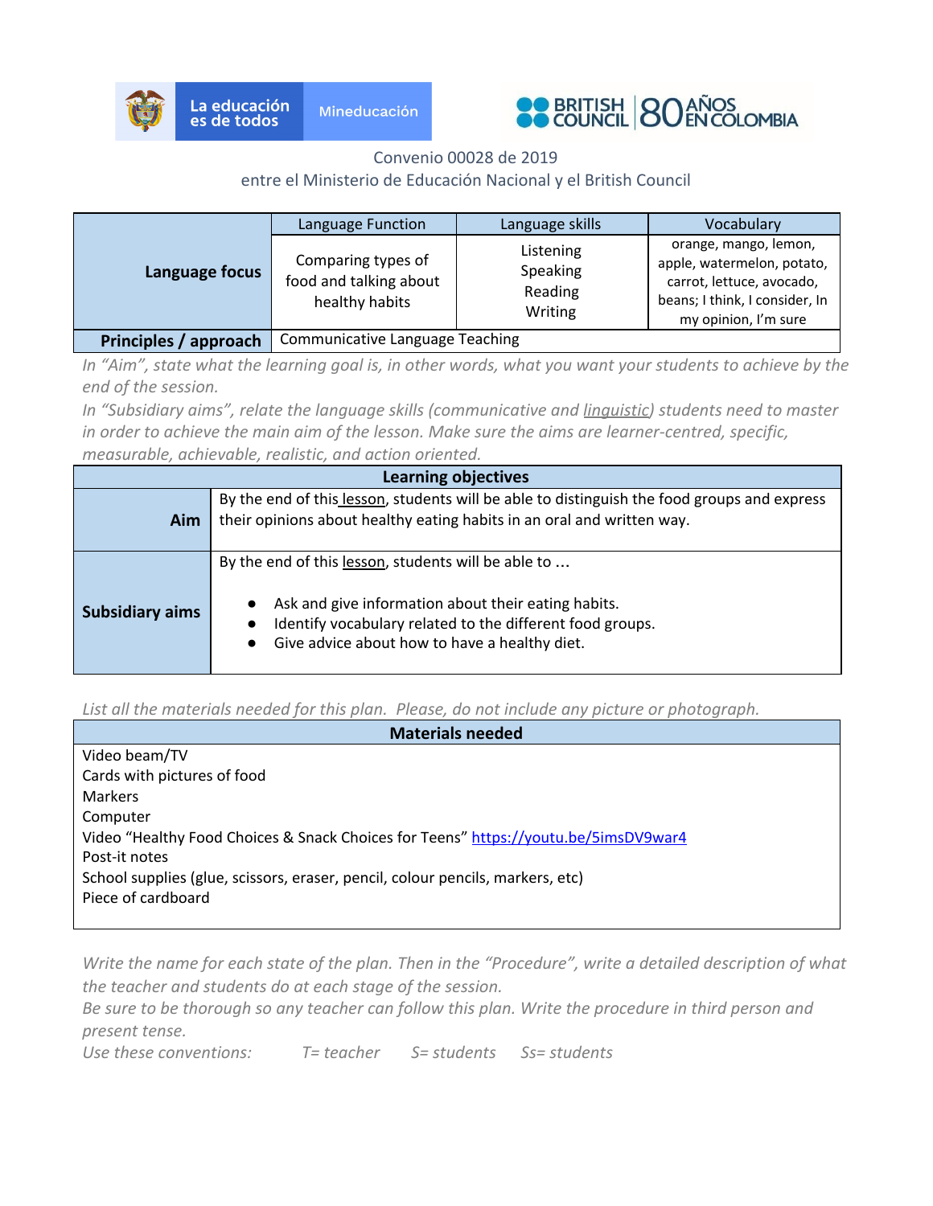Convenio 00028 de 2019
entre el Ministerio de Educación Nacional y el British Council

| | Language Function | Language skills | Vocabulary |
|---|---|---|---|
| **Language focus** | Comparing types of food and talking about healthy habits | Listening<br>Speaking<br>Reading<br>Writing | orange, mango, lemon, apple, watermelon, potato, carrot, lettuce, avocado, beans; I think, I consider, In my opinion, I'm sure |
| **Principles / approach** | Communicative Language Teaching | | |

*In "Aim", state what the learning goal is, in other words, what you want your students to achieve by the end of the session.*
*In "Subsidiary aims", relate the language skills (communicative and linguistic) students need to master in order to achieve the main aim of the lesson. Make sure the aims are learner-centred, specific, measurable, achievable, realistic, and action oriented.*

| **Learning objectives** | |
|---|---|
| **Aim** | By the end of this lesson, students will be able to distinguish the food groups and express their opinions about healthy eating habits in an oral and written way. |
| **Subsidiary aims** | By the end of this lesson, students will be able to ...<br>• Ask and give information about their eating habits.<br>• Identify vocabulary related to the different food groups.<br>• Give advice about how to have a healthy diet. |

*List all the materials needed for this plan. Please, do not include any picture or photograph.*

| **Materials needed** |
|---|
| Video beam/TV<br>Cards with pictures of food<br>Markers<br>Computer<br>Video "Healthy Food Choices & Snack Choices for Teens" https://youtu.be/5imsDV9war4<br>Post-it notes<br>School supplies (glue, scissors, eraser, pencil, colour pencils, markers, etc)<br>Piece of cardboard |

*Write the name for each state of the plan. Then in the "Procedure", write a detailed description of what the teacher and students do at each stage of the session.*
*Be sure to be thorough so any teacher can follow this plan. Write the procedure in third person and present tense.*
*Use these conventions: T= teacher S= students Ss= students*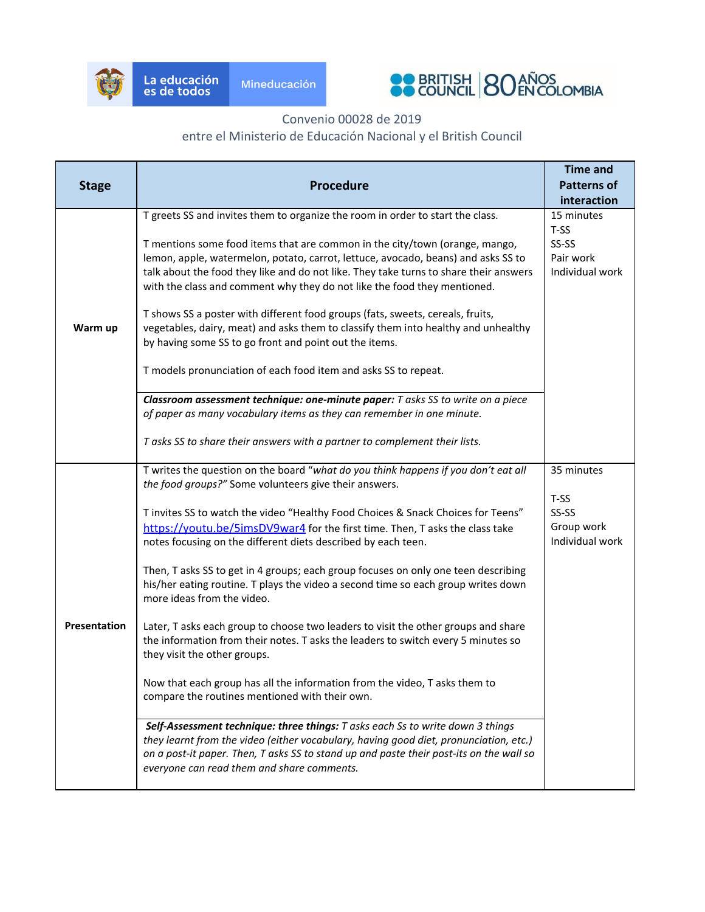Convenio 00028 de 2019
entre el Ministerio de Educación Nacional y el British Council

| Stage | Procedure | Time and Patterns of interaction |
|---|---|---|
| Warm up | T greets SS and invites them to organize the room in order to start the class.<br><br>T mentions some food items that are common in the city/town (orange, mango, lemon, apple, watermelon, potato, carrot, lettuce, avocado, beans) and asks SS to talk about the food they like and do not like. They take turns to share their answers with the class and comment why they do not like the food they mentioned.<br><br>T shows SS a poster with different food groups (fats, sweets, cereals, fruits, vegetables, dairy, meat) and asks them to classify them into healthy and unhealthy by having some SS to go front and point out the items.<br><br>T models pronunciation of each food item and asks SS to repeat.<br><br>***Classroom assessment technique: one-minute paper:*** *T asks SS to write on a piece of paper as many vocabulary items as they can remember in one minute.*<br><br>*T asks SS to share their answers with a partner to complement their lists.* | 15 minutes<br>T-SS<br>SS-SS<br>Pair work<br>Individual work |
| Presentation | T writes the question on the board "*what do you think happens if you don't eat all the food groups?"* Some volunteers give their answers.<br><br>T invites SS to watch the video "Healthy Food Choices & Snack Choices for Teens" https://youtu.be/5imsDV9war4 for the first time. Then, T asks the class take notes focusing on the different diets described by each teen.<br><br>Then, T asks SS to get in 4 groups; each group focuses on only one teen describing his/her eating routine. T plays the video a second time so each group writes down more ideas from the video.<br><br>Later, T asks each group to choose two leaders to visit the other groups and share the information from their notes. T asks the leaders to switch every 5 minutes so they visit the other groups.<br><br>Now that each group has all the information from the video, T asks them to compare the routines mentioned with their own.<br><br>***Self-Assessment technique: three things:*** *T asks each Ss to write down 3 things they learnt from the video (either vocabulary, having good diet, pronunciation, etc.) on a post-it paper. Then, T asks SS to stand up and paste their post-its on the wall so everyone can read them and share comments.* | 35 minutes<br><br>T-SS<br>SS-SS<br>Group work<br>Individual work |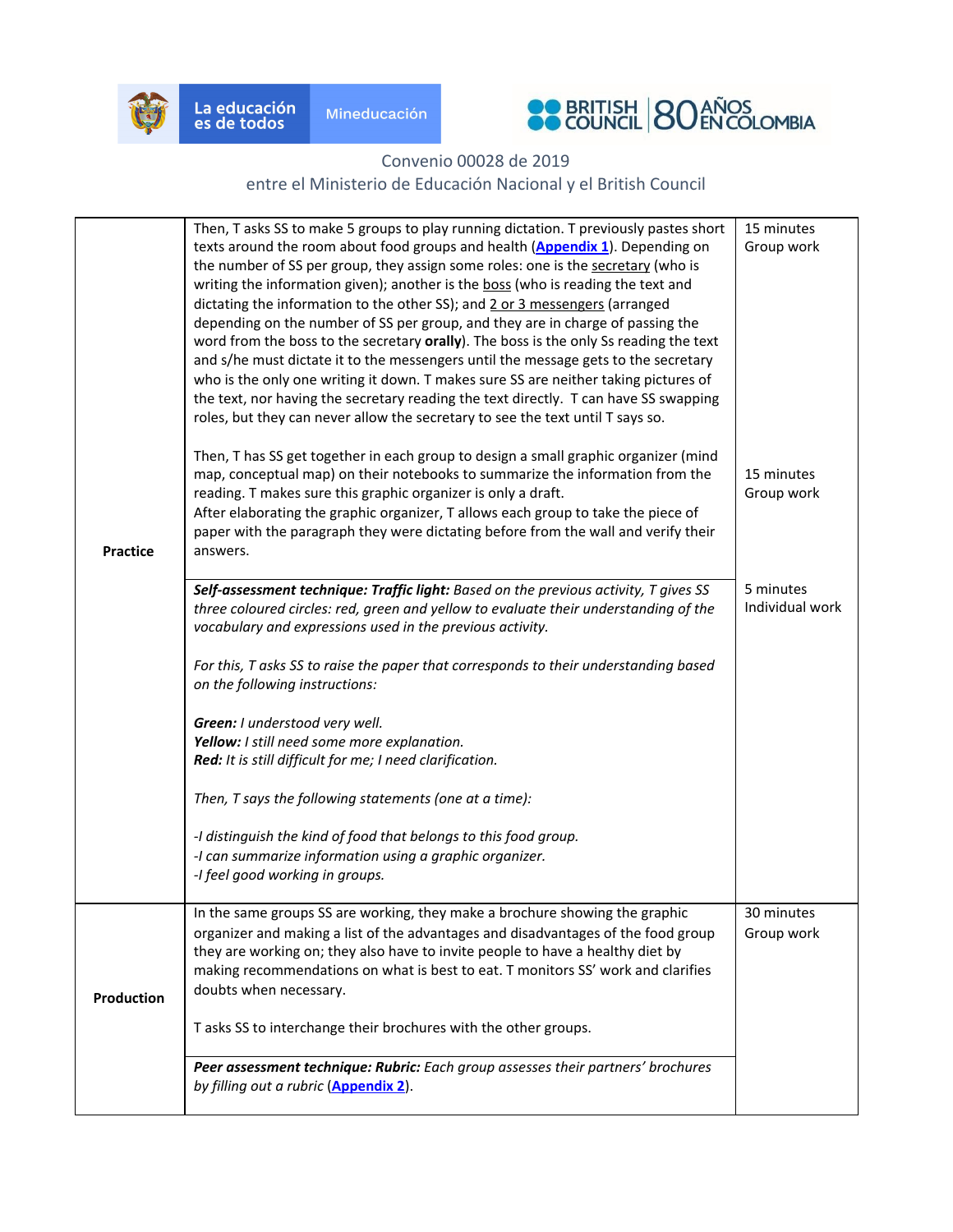Convenio 00028 de 2019
entre el Ministerio de Educación Nacional y el British Council

| | | |
|---|---|---|
| **Practice** | Then, T asks SS to make 5 groups to play running dictation. T previously pastes short texts around the room about food groups and health (**Appendix 1**). Depending on the number of SS per group, they assign some roles: one is the <u>secretary</u> (who is writing the information given); another is the <u>boss</u> (who is reading the text and dictating the information to the other SS); and <u>2 or 3 messengers</u> (arranged depending on the number of SS per group, and they are in charge of passing the word from the boss to the secretary **orally**). The boss is the only Ss reading the text and s/he must dictate it to the messengers until the message gets to the secretary who is the only one writing it down. T makes sure SS are neither taking pictures of the text, nor having the secretary reading the text directly. T can have SS swapping roles, but they can never allow the secretary to see the text until T says so.<br><br>Then, T has SS get together in each group to design a small graphic organizer (mind map, conceptual map) on their notebooks to summarize the information from the reading. T makes sure this graphic organizer is only a draft.<br>After elaborating the graphic organizer, T allows each group to take the piece of paper with the paragraph they were dictating before from the wall and verify their answers. | 15 minutes<br>Group work<br><br>15 minutes<br>Group work |
| | ***Self-assessment technique: Traffic light:*** *Based on the previous activity, T gives SS three coloured circles: red, green and yellow to evaluate their understanding of the vocabulary and expressions used in the previous activity.*<br><br>*For this, T asks SS to raise the paper that corresponds to their understanding based on the following instructions:*<br><br>***Green:*** *I understood very well.*<br>***Yellow:*** *I still need some more explanation.*<br>***Red:*** *It is still difficult for me; I need clarification.*<br><br>*Then, T says the following statements (one at a time):*<br><br>*-I distinguish the kind of food that belongs to this food group.*<br>*-I can summarize information using a graphic organizer.*<br>*-I feel good working in groups.* | 5 minutes<br>Individual work |
| **Production** | In the same groups SS are working, they make a brochure showing the graphic organizer and making a list of the advantages and disadvantages of the food group they are working on; they also have to invite people to have a healthy diet by making recommendations on what is best to eat. T monitors SS' work and clarifies doubts when necessary.<br><br>T asks SS to interchange their brochures with the other groups. | 30 minutes<br>Group work |
| | ***Peer assessment technique: Rubric:*** *Each group assesses their partners' brochures by filling out a rubric (**Appendix 2**).* | |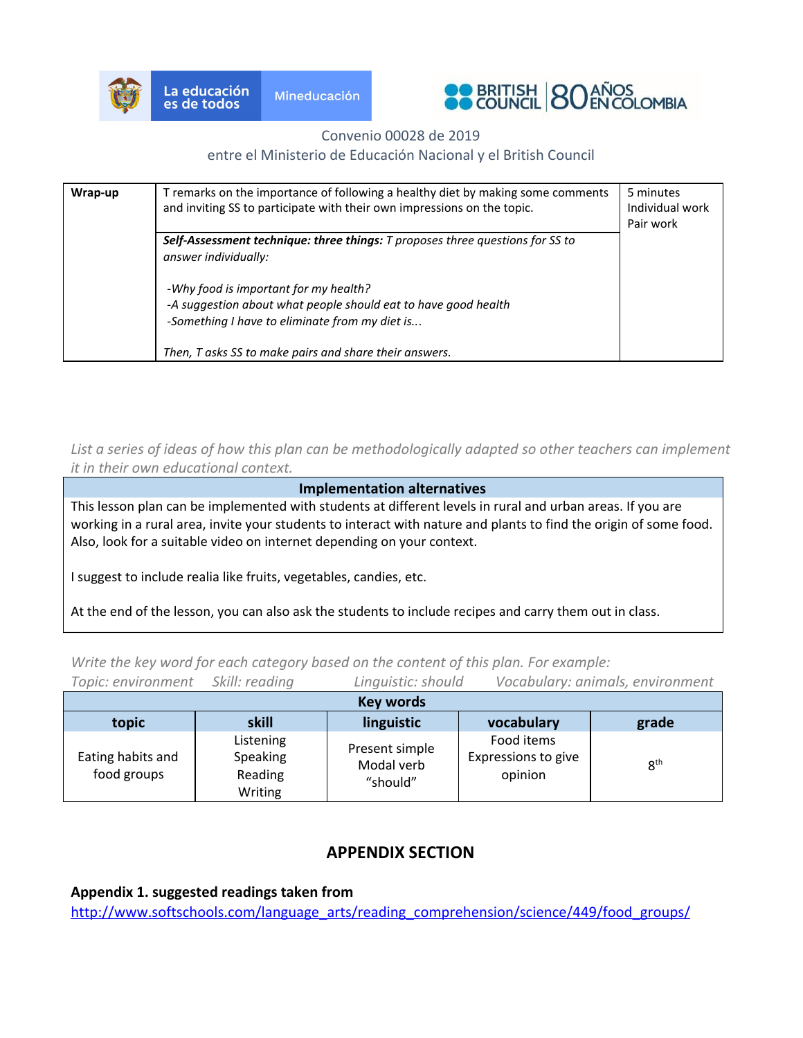| Wrap-up | T remarks on the importance of following a healthy diet by making some comments and inviting SS to participate with their own impressions on the topic. | 5 minutes<br>Individual work<br>Pair work |
|---|---|---|
| | ***Self-Assessment technique: three things:*** *T proposes three questions for SS to answer individually:*<br><br>*-Why food is important for my health?*<br>*-A suggestion about what people should eat to have good health*<br>*-Something I have to eliminate from my diet is...*<br><br>*Then, T asks SS to make pairs and share their answers.* | |

*List a series of ideas of how this plan can be methodologically adapted so other teachers can implement it in their own educational context.*

| **Implementation alternatives** |
|---|
| This lesson plan can be implemented with students at different levels in rural and urban areas. If you are working in a rural area, invite your students to interact with nature and plants to find the origin of some food. Also, look for a suitable video on internet depending on your context.<br><br>I suggest to include realia like fruits, vegetables, candies, etc.<br><br>At the end of the lesson, you can also ask the students to include recipes and carry them out in class. |

*Write the key word for each category based on the content of this plan. For example:*
*Topic: environment   Skill: reading   Linguistic: should   Vocabulary: animals, environment*

| **Key words** | | | | |
|---|---|---|---|---|
| **topic** | **skill** | **linguistic** | **vocabulary** | **grade** |
| Eating habits and food groups | Listening<br>Speaking<br>Reading<br>Writing | Present simple<br>Modal verb "should" | Food items<br>Expressions to give opinion | 8th |

## APPENDIX SECTION

**Appendix 1. suggested readings taken from**
http://www.softschools.com/language_arts/reading_comprehension/science/449/food_groups/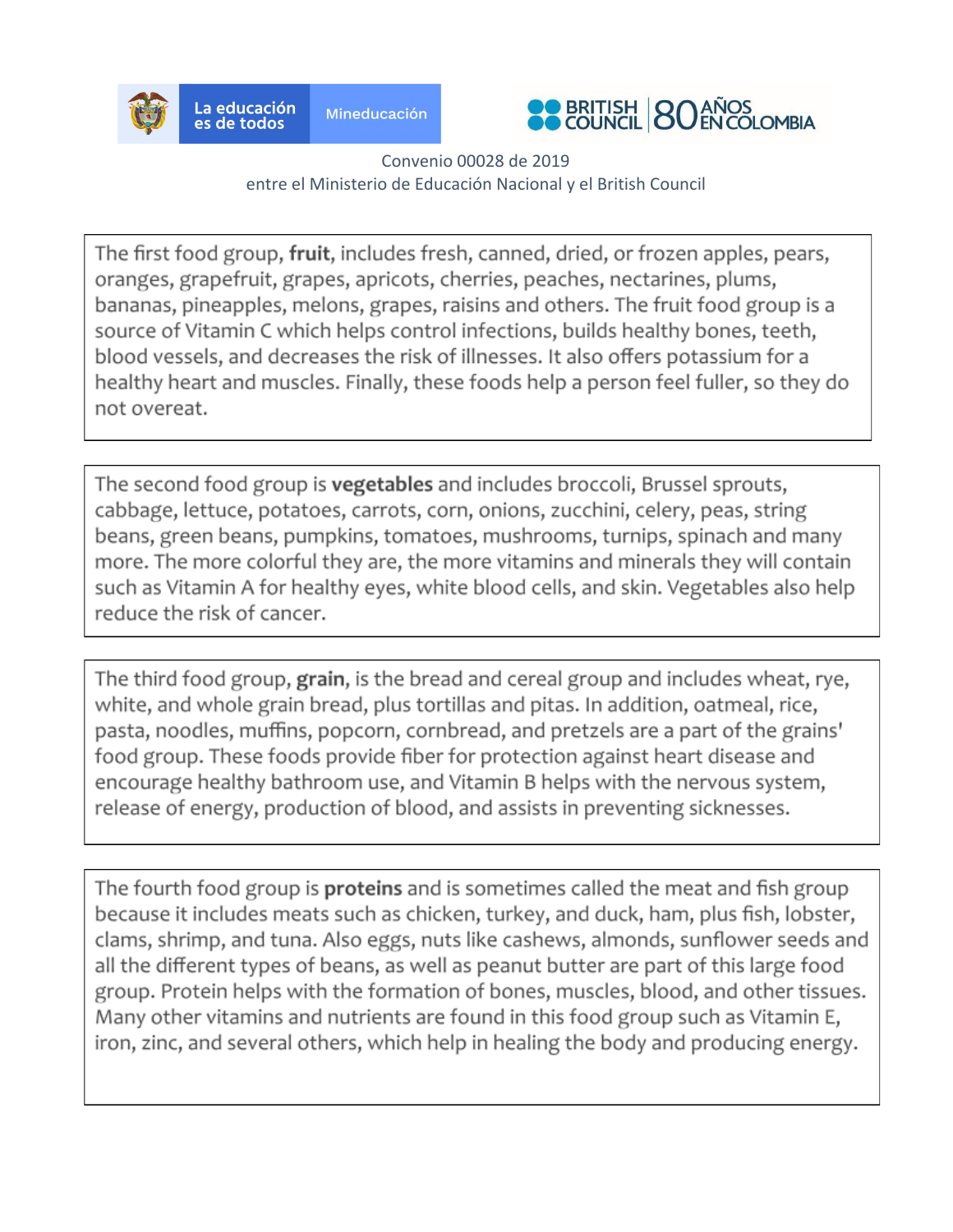Convenio 00028 de 2019
entre el Ministerio de Educación Nacional y el British Council

The first food group, **fruit**, includes fresh, canned, dried, or frozen apples, pears, oranges, grapefruit, grapes, apricots, cherries, peaches, nectarines, plums, bananas, pineapples, melons, grapes, raisins and others. The fruit food group is a source of Vitamin C which helps control infections, builds healthy bones, teeth, blood vessels, and decreases the risk of illnesses. It also offers potassium for a healthy heart and muscles. Finally, these foods help a person feel fuller, so they do not overeat.

The second food group is **vegetables** and includes broccoli, Brussel sprouts, cabbage, lettuce, potatoes, carrots, corn, onions, zucchini, celery, peas, string beans, green beans, pumpkins, tomatoes, mushrooms, turnips, spinach and many more. The more colorful they are, the more vitamins and minerals they will contain such as Vitamin A for healthy eyes, white blood cells, and skin. Vegetables also help reduce the risk of cancer.

The third food group, **grain**, is the bread and cereal group and includes wheat, rye, white, and whole grain bread, plus tortillas and pitas. In addition, oatmeal, rice, pasta, noodles, muffins, popcorn, cornbread, and pretzels are a part of the grains' food group. These foods provide fiber for protection against heart disease and encourage healthy bathroom use, and Vitamin B helps with the nervous system, release of energy, production of blood, and assists in preventing sicknesses.

The fourth food group is **proteins** and is sometimes called the meat and fish group because it includes meats such as chicken, turkey, and duck, ham, plus fish, lobster, clams, shrimp, and tuna. Also eggs, nuts like cashews, almonds, sunflower seeds and all the different types of beans, as well as peanut butter are part of this large food group. Protein helps with the formation of bones, muscles, blood, and other tissues. Many other vitamins and nutrients are found in this food group such as Vitamin E, iron, zinc, and several others, which help in healing the body and producing energy.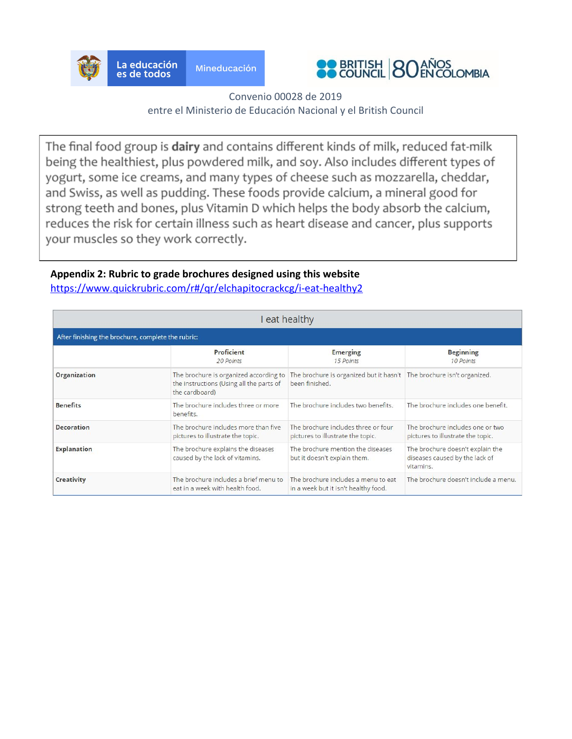Convenio 00028 de 2019
entre el Ministerio de Educación Nacional y el British Council

The final food group is **dairy** and contains different kinds of milk, reduced fat-milk being the healthiest, plus powdered milk, and soy. Also includes different types of yogurt, some ice creams, and many types of cheese such as mozzarella, cheddar, and Swiss, as well as pudding. These foods provide calcium, a mineral good for strong teeth and bones, plus Vitamin D which helps the body absorb the calcium, reduces the risk for certain illness such as heart disease and cancer, plus supports your muscles so they work correctly.

**Appendix 2: Rubric to grade brochures designed using this website**
https://www.quickrubric.com/r#/qr/elchapitocrackcg/i-eat-healthy2

I eat healthy

After finishing the brochure, complete the rubric:

| | Proficient<br>*20 Points* | Emerging<br>*15 Points* | Beginning<br>*10 Points* |
|---|---|---|---|
| **Organization** | The brochure is organized according to the instructions (Using all the parts of the cardboard) | The brochure is organized but it hasn't been finished. | The brochure isn't organized. |
| **Benefits** | The brochure includes three or more benefits. | The brochure includes two benefits. | The brochure includes one benefit. |
| **Decoration** | The brochure includes more than five pictures to illustrate the topic. | The brochure includes three or four pictures to illustrate the topic. | The brochure includes one or two pictures to illustrate the topic. |
| **Explanation** | The brochure explains the diseases caused by the lack of vitamins. | The brochure mention the diseases but it doesn't explain them. | The brochure doesn't explain the diseases caused by the lack of vitamins. |
| **Creativity** | The brochure includes a brief menu to eat in a week with health food. | The brochure includes a menu to eat in a week but it isn't healthy food. | The brochure doesn't include a menu. |